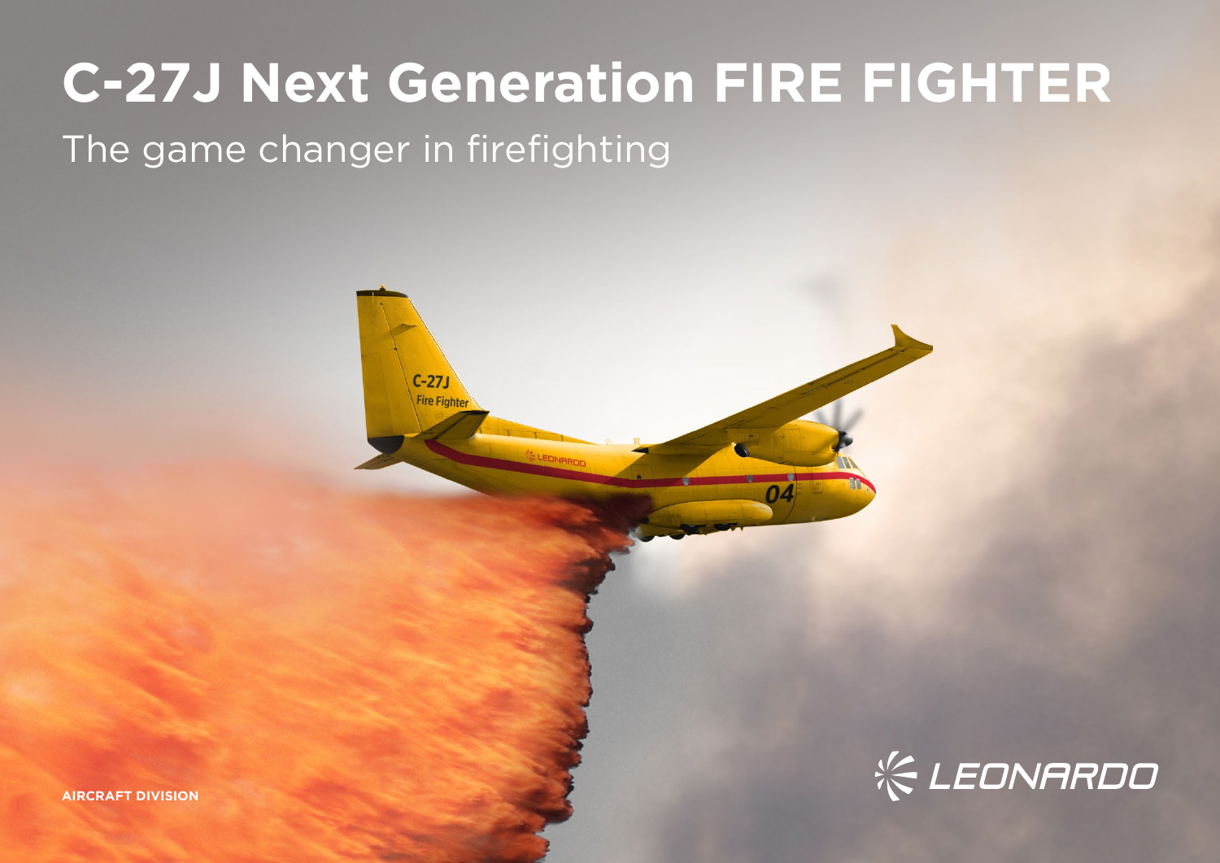# C-27J Next Generation FIRE FIGHTER

The game changer in firefighting

**AIRCRAFT DIVISION**

LEONARDO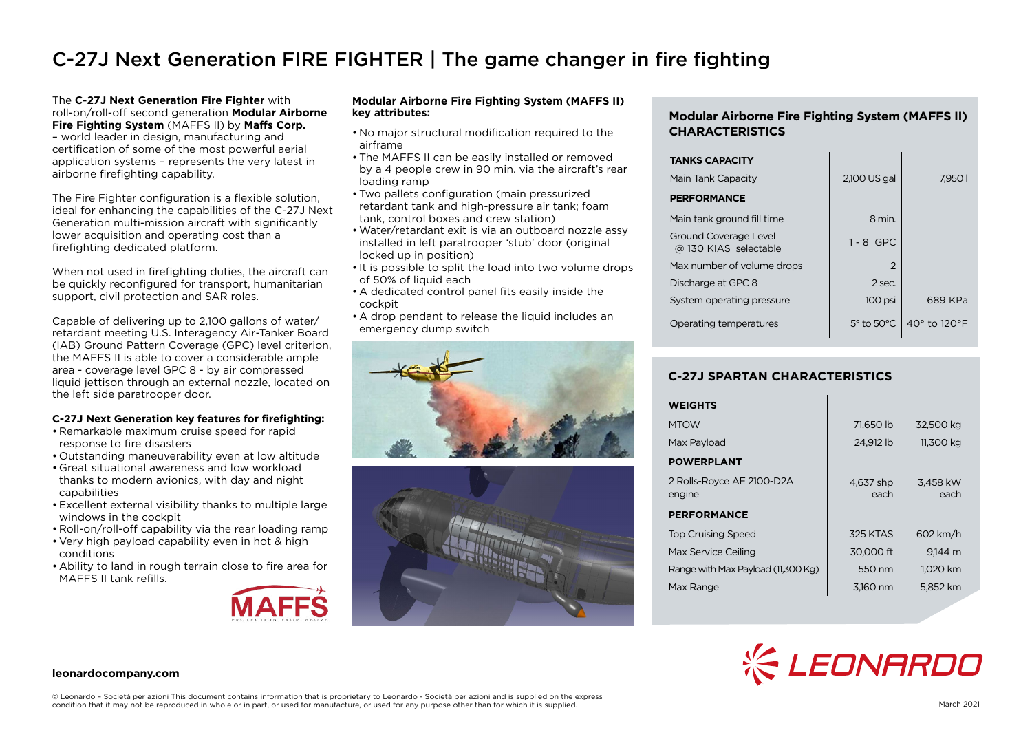# C-27J Next Generation FIRE FIGHTER | The game changer in fire fighting

The **C-27J Next Generation Fire Fighter** with roll-on/roll-off second generation **Modular Airborne Fire Fighting System** (MAFFS II) by **Maffs Corp.** – world leader in design, manufacturing and certification of some of the most powerful aerial application systems – represents the very latest in airborne firefighting capability.

The Fire Fighter configuration is a flexible solution, ideal for enhancing the capabilities of the C-27J Next Generation multi-mission aircraft with significantly lower acquisition and operating cost than a firefighting dedicated platform.

When not used in firefighting duties, the aircraft can be quickly reconfigured for transport, humanitarian support, civil protection and SAR roles.

Capable of delivering up to 2,100 gallons of water/retardant meeting U.S. Interagency Air-Tanker Board (IAB) Ground Pattern Coverage (GPC) level criterion, the MAFFS II is able to cover a considerable ample area - coverage level GPC 8 - by air compressed liquid jettison through an external nozzle, located on the left side paratrooper door.

**C-27J Next Generation key features for firefighting:**

- Remarkable maximum cruise speed for rapid response to fire disasters
- Outstanding maneuverability even at low altitude
- Great situational awareness and low workload thanks to modern avionics, with day and night capabilities
- Excellent external visibility thanks to multiple large windows in the cockpit
- Roll-on/roll-off capability via the rear loading ramp
- Very high payload capability even in hot & high conditions
- Ability to land in rough terrain close to fire area for MAFFS II tank refills.

**Modular Airborne Fire Fighting System (MAFFS II) key attributes:**

- No major structural modification required to the airframe
- The MAFFS II can be easily installed or removed by a 4 people crew in 90 min. via the aircraft's rear loading ramp
- Two pallets configuration (main pressurized retardant tank and high-pressure air tank; foam tank, control boxes and crew station)
- Water/retardant exit is via an outboard nozzle assy installed in left paratrooper 'stub' door (original locked up in position)
- It is possible to split the load into two volume drops of 50% of liquid each
- A dedicated control panel fits easily inside the cockpit
- A drop pendant to release the liquid includes an emergency dump switch

## Modular Airborne Fire Fighting System (MAFFS II) CHARACTERISTICS

| | | |
|---|---|---|
| **TANKS CAPACITY** | | |
| Main Tank Capacity | 2,100 US gal | 7,950 l |
| **PERFORMANCE** | | |
| Main tank ground fill time | 8 min. | |
| Ground Coverage Level @ 130 KIAS selectable | 1 - 8 GPC | |
| Max number of volume drops | 2 | |
| Discharge at GPC 8 | 2 sec. | |
| System operating pressure | 100 psi | 689 KPa |
| Operating temperatures | 5° to 50°C | 40° to 120°F |

## C-27J SPARTAN CHARACTERISTICS

| | | |
|---|---|---|
| **WEIGHTS** | | |
| MTOW | 71,650 lb | 32,500 kg |
| Max Payload | 24,912 lb | 11,300 kg |
| **POWERPLANT** | | |
| 2 Rolls-Royce AE 2100-D2A engine | 4,637 shp each | 3,458 kW each |
| **PERFORMANCE** | | |
| Top Cruising Speed | 325 KTAS | 602 km/h |
| Max Service Ceiling | 30,000 ft | 9,144 m |
| Range with Max Payload (11,300 Kg) | 550 nm | 1,020 km |
| Max Range | 3,160 nm | 5,852 km |

**leonardocompany.com**

© Leonardo – Società per azioni This document contains information that is proprietary to Leonardo - Società per azioni and is supplied on the express condition that it may not be reproduced in whole or in part, or used for manufacture, or used for any purpose other than for which it is supplied.

March 2021